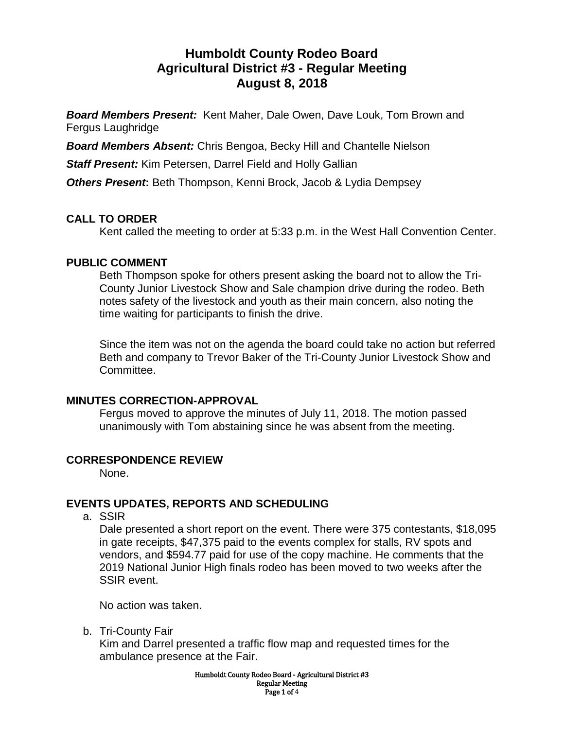# Humboldt County Rodeo Board
# Agricultural District #3 - Regular Meeting
# August 8, 2018

***Board Members Present:*** Kent Maher, Dale Owen, Dave Louk, Tom Brown and Fergus Laughridge

***Board Members Absent:*** Chris Bengoa, Becky Hill and Chantelle Nielson

***Staff Present:*** Kim Petersen, Darrel Field and Holly Gallian

***Others Present*:** Beth Thompson, Kenni Brock, Jacob & Lydia Dempsey

## CALL TO ORDER

Kent called the meeting to order at 5:33 p.m. in the West Hall Convention Center.

## PUBLIC COMMENT

Beth Thompson spoke for others present asking the board not to allow the Tri-County Junior Livestock Show and Sale champion drive during the rodeo. Beth notes safety of the livestock and youth as their main concern, also noting the time waiting for participants to finish the drive.

Since the item was not on the agenda the board could take no action but referred Beth and company to Trevor Baker of the Tri-County Junior Livestock Show and Committee.

## MINUTES CORRECTION-APPROVAL

Fergus moved to approve the minutes of July 11, 2018. The motion passed unanimously with Tom abstaining since he was absent from the meeting.

## CORRESPONDENCE REVIEW

None.

## EVENTS UPDATES, REPORTS AND SCHEDULING

a. SSIR

Dale presented a short report on the event. There were 375 contestants, $18,095 in gate receipts, $47,375 paid to the events complex for stalls, RV spots and vendors, and $594.77 paid for use of the copy machine. He comments that the 2019 National Junior High finals rodeo has been moved to two weeks after the SSIR event.

No action was taken.

b. Tri-County Fair

Kim and Darrel presented a traffic flow map and requested times for the ambulance presence at the Fair.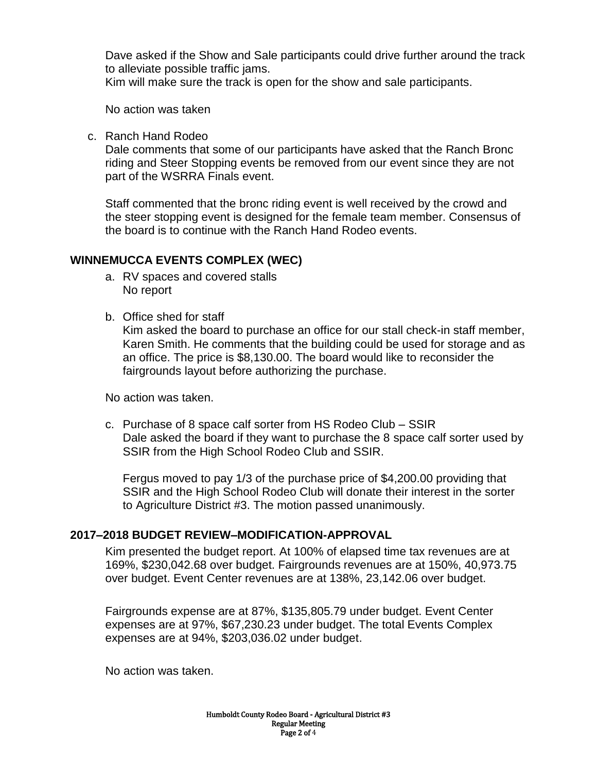Dave asked if the Show and Sale participants could drive further around the track to alleviate possible traffic jams.
Kim will make sure the track is open for the show and sale participants.

No action was taken

c. Ranch Hand Rodeo
   Dale comments that some of our participants have asked that the Ranch Bronc riding and Steer Stopping events be removed from our event since they are not part of the WSRRA Finals event.

   Staff commented that the bronc riding event is well received by the crowd and the steer stopping event is designed for the female team member. Consensus of the board is to continue with the Ranch Hand Rodeo events.

## WINNEMUCCA EVENTS COMPLEX (WEC)

a. RV spaces and covered stalls
   No report

b. Office shed for staff
   Kim asked the board to purchase an office for our stall check-in staff member, Karen Smith. He comments that the building could be used for storage and as an office. The price is $8,130.00. The board would like to reconsider the fairgrounds layout before authorizing the purchase.

No action was taken.

c. Purchase of 8 space calf sorter from HS Rodeo Club – SSIR
   Dale asked the board if they want to purchase the 8 space calf sorter used by SSIR from the High School Rodeo Club and SSIR.

   Fergus moved to pay 1/3 of the purchase price of $4,200.00 providing that SSIR and the High School Rodeo Club will donate their interest in the sorter to Agriculture District #3. The motion passed unanimously.

## 2017–2018 BUDGET REVIEW–MODIFICATION-APPROVAL

Kim presented the budget report. At 100% of elapsed time tax revenues are at 169%, $230,042.68 over budget. Fairgrounds revenues are at 150%, 40,973.75 over budget. Event Center revenues are at 138%, 23,142.06 over budget.

Fairgrounds expense are at 87%, $135,805.79 under budget. Event Center expenses are at 97%, $67,230.23 under budget. The total Events Complex expenses are at 94%, $203,036.02 under budget.

No action was taken.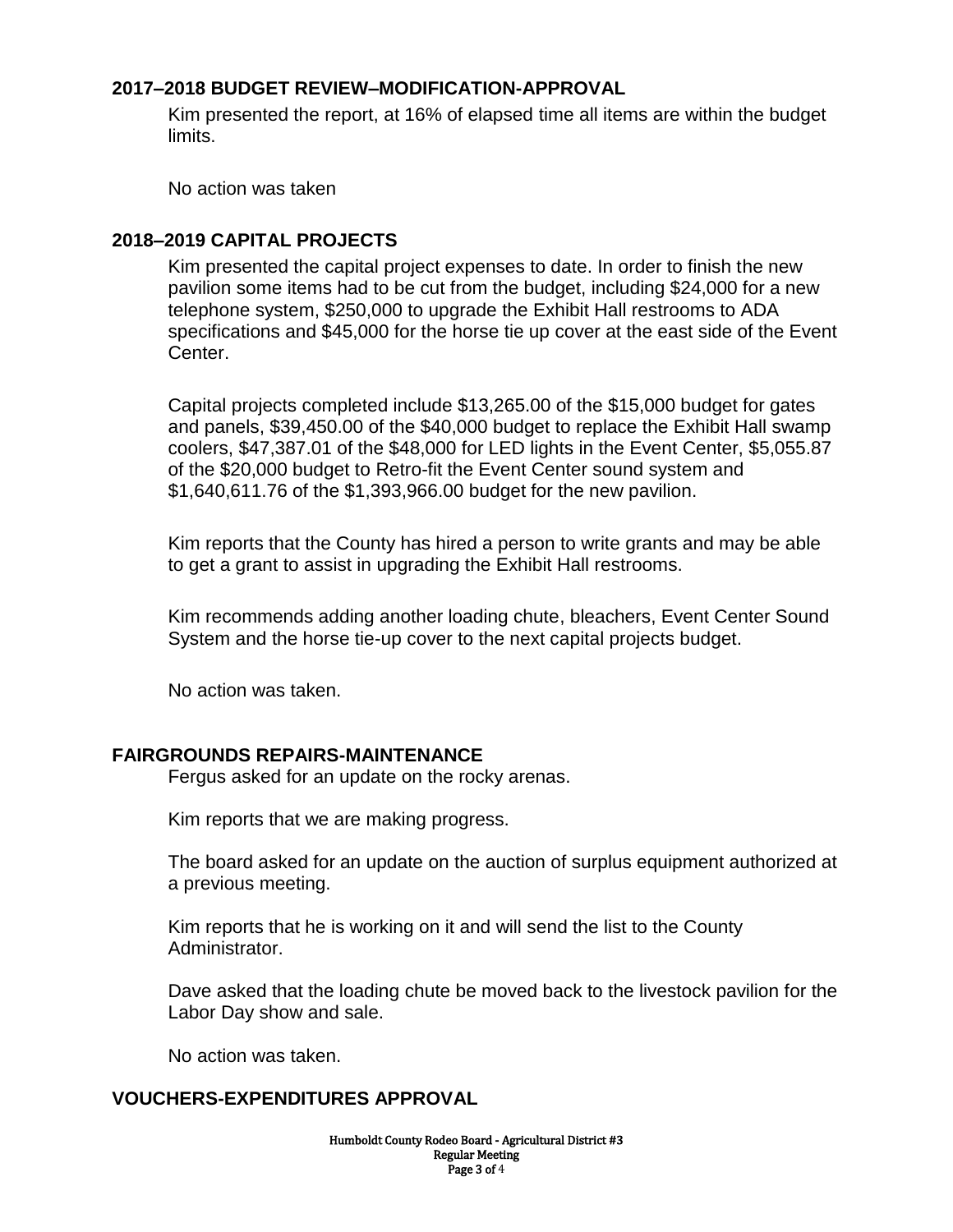## 2017–2018 BUDGET REVIEW–MODIFICATION-APPROVAL

Kim presented the report, at 16% of elapsed time all items are within the budget limits.

No action was taken

## 2018–2019 CAPITAL PROJECTS

Kim presented the capital project expenses to date. In order to finish the new pavilion some items had to be cut from the budget, including $24,000 for a new telephone system, $250,000 to upgrade the Exhibit Hall restrooms to ADA specifications and $45,000 for the horse tie up cover at the east side of the Event Center.

Capital projects completed include $13,265.00 of the $15,000 budget for gates and panels, $39,450.00 of the $40,000 budget to replace the Exhibit Hall swamp coolers, $47,387.01 of the $48,000 for LED lights in the Event Center, $5,055.87 of the $20,000 budget to Retro-fit the Event Center sound system and $1,640,611.76 of the $1,393,966.00 budget for the new pavilion.

Kim reports that the County has hired a person to write grants and may be able to get a grant to assist in upgrading the Exhibit Hall restrooms.

Kim recommends adding another loading chute, bleachers, Event Center Sound System and the horse tie-up cover to the next capital projects budget.

No action was taken.

## FAIRGROUNDS REPAIRS-MAINTENANCE

Fergus asked for an update on the rocky arenas.

Kim reports that we are making progress.

The board asked for an update on the auction of surplus equipment authorized at a previous meeting.

Kim reports that he is working on it and will send the list to the County Administrator.

Dave asked that the loading chute be moved back to the livestock pavilion for the Labor Day show and sale.

No action was taken.

## VOUCHERS-EXPENDITURES APPROVAL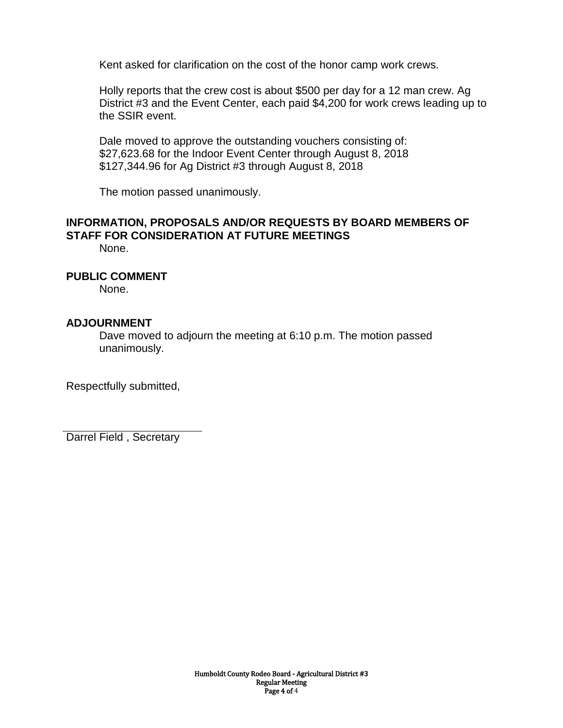Kent asked for clarification on the cost of the honor camp work crews.

Holly reports that the crew cost is about $500 per day for a 12 man crew. Ag District #3 and the Event Center, each paid $4,200 for work crews leading up to the SSIR event.

Dale moved to approve the outstanding vouchers consisting of:
$27,623.68 for the Indoor Event Center through August 8, 2018
$127,344.96 for Ag District #3 through August 8, 2018

The motion passed unanimously.

## INFORMATION, PROPOSALS AND/OR REQUESTS BY BOARD MEMBERS OF STAFF FOR CONSIDERATION AT FUTURE MEETINGS

None.

## PUBLIC COMMENT

None.

## ADJOURNMENT

Dave moved to adjourn the meeting at 6:10 p.m. The motion passed unanimously.

Respectfully submitted,

\_\_\_\_\_\_\_\_\_\_\_\_\_\_\_\_\_\_\_\_\_\_\_\_\_\_
Darrel Field , Secretary